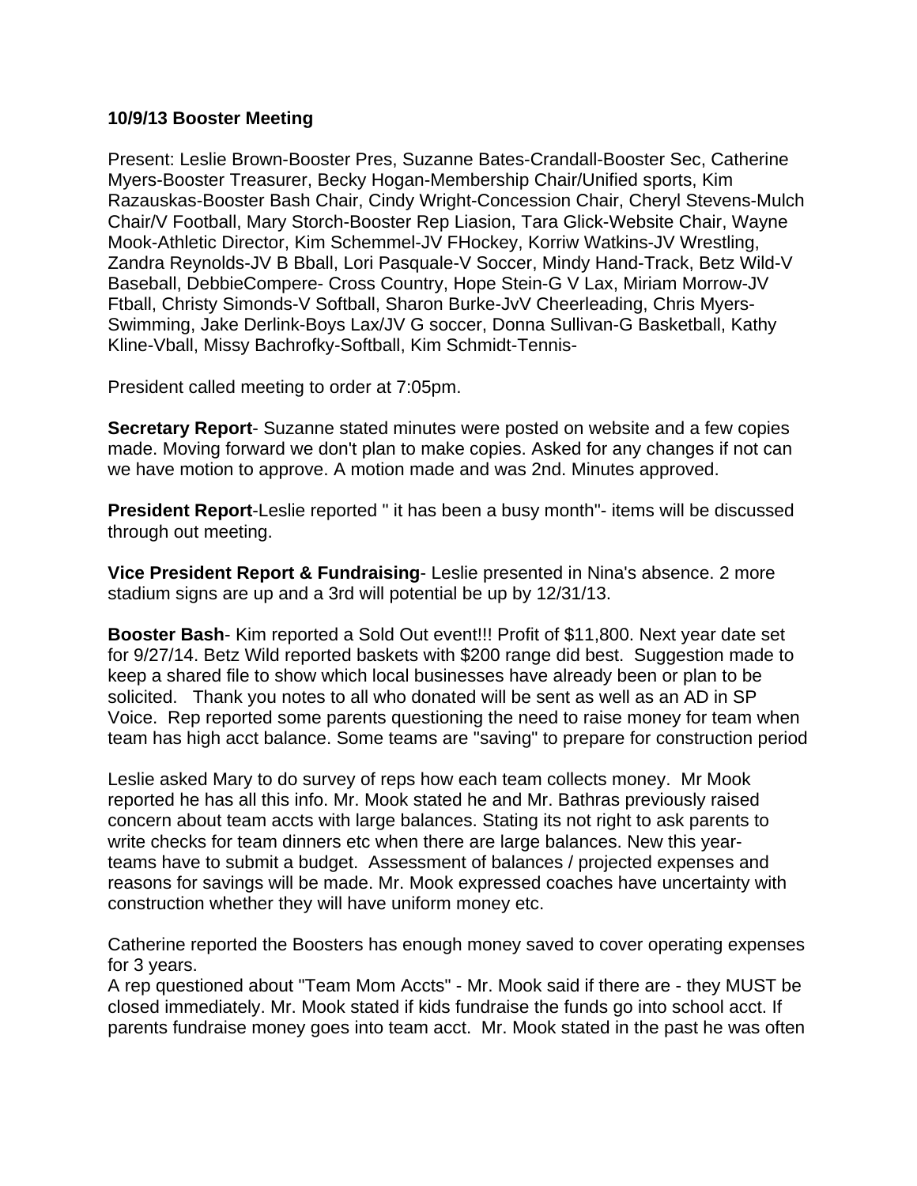**10/9/13 Booster Meeting**

Present: Leslie Brown-Booster Pres, Suzanne Bates-Crandall-Booster Sec, Catherine Myers-Booster Treasurer, Becky Hogan-Membership Chair/Unified sports, Kim Razauskas-Booster Bash Chair, Cindy Wright-Concession Chair, Cheryl Stevens-Mulch Chair/V Football, Mary Storch-Booster Rep Liasion, Tara Glick-Website Chair, Wayne Mook-Athletic Director, Kim Schemmel-JV FHockey, Korriw Watkins-JV Wrestling, Zandra Reynolds-JV B Bball, Lori Pasquale-V Soccer, Mindy Hand-Track, Betz Wild-V Baseball, DebbieCompere- Cross Country, Hope Stein-G V Lax, Miriam Morrow-JV Ftball, Christy Simonds-V Softball, Sharon Burke-JvV Cheerleading, Chris Myers-Swimming, Jake Derlink-Boys Lax/JV G soccer, Donna Sullivan-G Basketball, Kathy Kline-Vball, Missy Bachrofky-Softball, Kim Schmidt-Tennis-

President called meeting to order at 7:05pm.

**Secretary Report**- Suzanne stated minutes were posted on website and a few copies made. Moving forward we don't plan to make copies. Asked for any changes if not can we have motion to approve. A motion made and was 2nd. Minutes approved.

**President Report**-Leslie reported " it has been a busy month"- items will be discussed through out meeting.

**Vice President Report & Fundraising**- Leslie presented in Nina's absence. 2 more stadium signs are up and a 3rd will potential be up by 12/31/13.

**Booster Bash**- Kim reported a Sold Out event!!! Profit of $11,800. Next year date set for 9/27/14. Betz Wild reported baskets with $200 range did best. Suggestion made to keep a shared file to show which local businesses have already been or plan to be solicited. Thank you notes to all who donated will be sent as well as an AD in SP Voice. Rep reported some parents questioning the need to raise money for team when team has high acct balance. Some teams are "saving" to prepare for construction period

Leslie asked Mary to do survey of reps how each team collects money. Mr Mook reported he has all this info. Mr. Mook stated he and Mr. Bathras previously raised concern about team accts with large balances. Stating its not right to ask parents to write checks for team dinners etc when there are large balances. New this year- teams have to submit a budget. Assessment of balances / projected expenses and reasons for savings will be made. Mr. Mook expressed coaches have uncertainty with construction whether they will have uniform money etc.

Catherine reported the Boosters has enough money saved to cover operating expenses for 3 years.
A rep questioned about "Team Mom Accts" - Mr. Mook said if there are - they MUST be closed immediately. Mr. Mook stated if kids fundraise the funds go into school acct. If parents fundraise money goes into team acct. Mr. Mook stated in the past he was often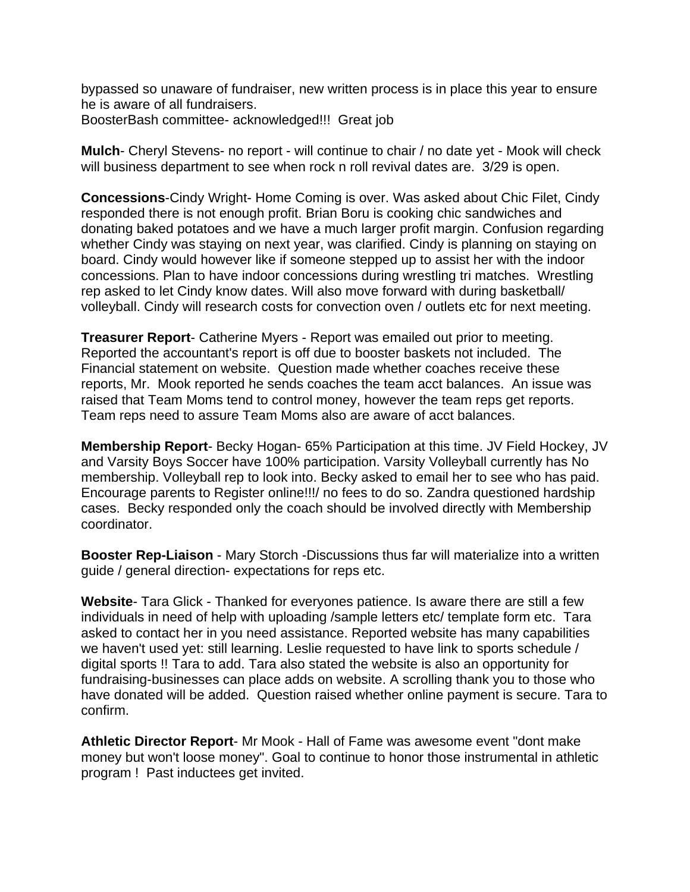bypassed so unaware of fundraiser, new written process is in place this year to ensure he is aware of all fundraisers.
BoosterBash committee- acknowledged!!! Great job

**Mulch**- Cheryl Stevens- no report - will continue to chair / no date yet - Mook will check will business department to see when rock n roll revival dates are. 3/29 is open.

**Concessions**-Cindy Wright- Home Coming is over. Was asked about Chic Filet, Cindy responded there is not enough profit. Brian Boru is cooking chic sandwiches and donating baked potatoes and we have a much larger profit margin. Confusion regarding whether Cindy was staying on next year, was clarified. Cindy is planning on staying on board. Cindy would however like if someone stepped up to assist her with the indoor concessions. Plan to have indoor concessions during wrestling tri matches. Wrestling rep asked to let Cindy know dates. Will also move forward with during basketball/ volleyball. Cindy will research costs for convection oven / outlets etc for next meeting.

**Treasurer Report**- Catherine Myers - Report was emailed out prior to meeting. Reported the accountant's report is off due to booster baskets not included. The Financial statement on website. Question made whether coaches receive these reports, Mr. Mook reported he sends coaches the team acct balances. An issue was raised that Team Moms tend to control money, however the team reps get reports. Team reps need to assure Team Moms also are aware of acct balances.

**Membership Report**- Becky Hogan- 65% Participation at this time. JV Field Hockey, JV and Varsity Boys Soccer have 100% participation. Varsity Volleyball currently has No membership. Volleyball rep to look into. Becky asked to email her to see who has paid. Encourage parents to Register online!!!/ no fees to do so. Zandra questioned hardship cases. Becky responded only the coach should be involved directly with Membership coordinator.

**Booster Rep-Liaison** - Mary Storch -Discussions thus far will materialize into a written guide / general direction- expectations for reps etc.

**Website**- Tara Glick - Thanked for everyones patience. Is aware there are still a few individuals in need of help with uploading /sample letters etc/ template form etc. Tara asked to contact her in you need assistance. Reported website has many capabilities we haven't used yet: still learning. Leslie requested to have link to sports schedule / digital sports !! Tara to add. Tara also stated the website is also an opportunity for fundraising-businesses can place adds on website. A scrolling thank you to those who have donated will be added. Question raised whether online payment is secure. Tara to confirm.

**Athletic Director Report**- Mr Mook - Hall of Fame was awesome event "dont make money but won't loose money". Goal to continue to honor those instrumental in athletic program ! Past inductees get invited.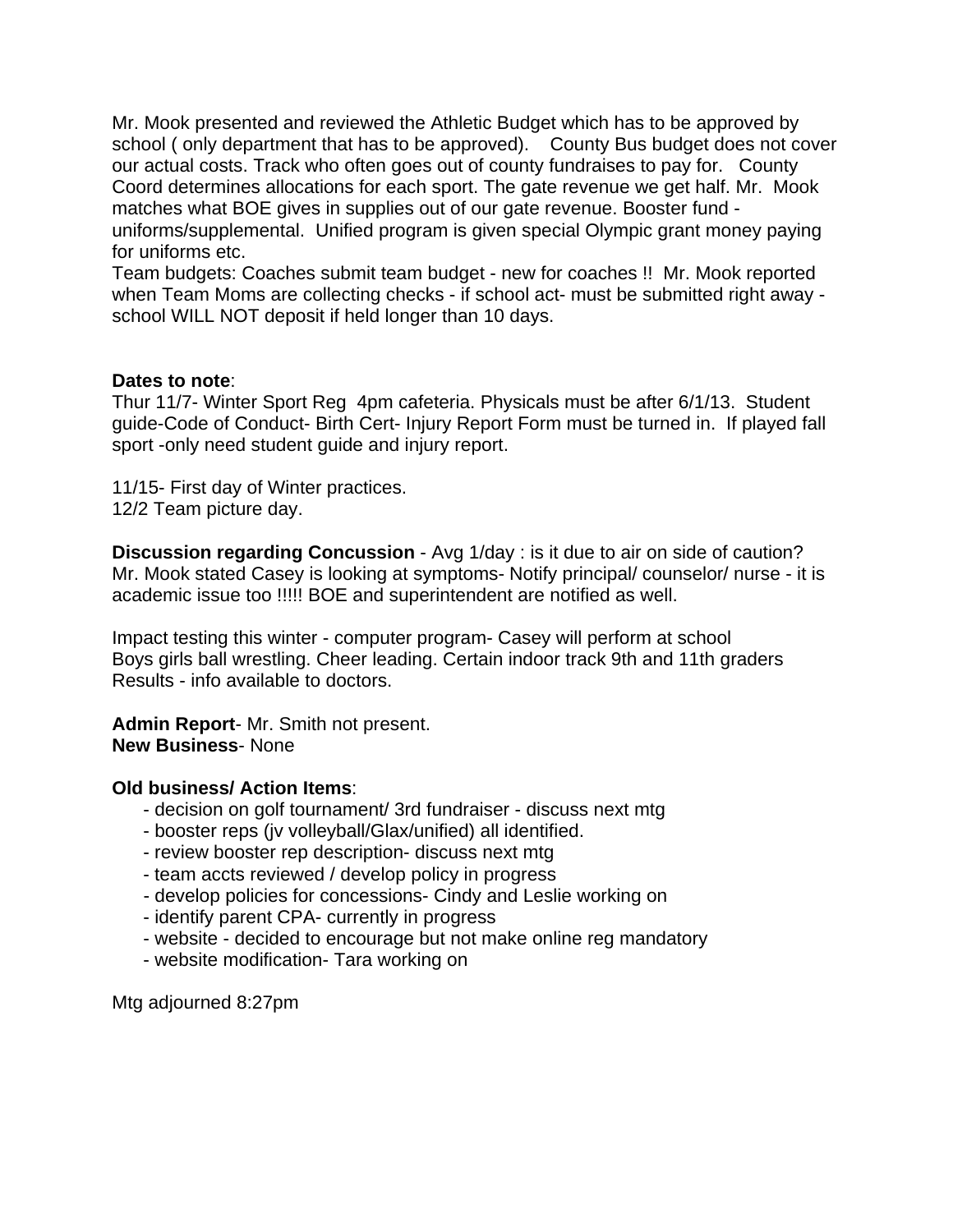Mr. Mook presented and reviewed the Athletic Budget which has to be approved by school ( only department that has to be approved). County Bus budget does not cover our actual costs. Track who often goes out of county fundraises to pay for. County Coord determines allocations for each sport. The gate revenue we get half. Mr. Mook matches what BOE gives in supplies out of our gate revenue. Booster fund - uniforms/supplemental. Unified program is given special Olympic grant money paying for uniforms etc.
Team budgets: Coaches submit team budget - new for coaches !! Mr. Mook reported when Team Moms are collecting checks - if school act- must be submitted right away - school WILL NOT deposit if held longer than 10 days.

**Dates to note**:
Thur 11/7- Winter Sport Reg 4pm cafeteria. Physicals must be after 6/1/13. Student guide-Code of Conduct- Birth Cert- Injury Report Form must be turned in. If played fall sport -only need student guide and injury report.

11/15- First day of Winter practices.
12/2 Team picture day.

**Discussion regarding Concussion** - Avg 1/day : is it due to air on side of caution? Mr. Mook stated Casey is looking at symptoms- Notify principal/ counselor/ nurse - it is academic issue too !!!!! BOE and superintendent are notified as well.

Impact testing this winter - computer program- Casey will perform at school
Boys girls ball wrestling. Cheer leading. Certain indoor track 9th and 11th graders
Results - info available to doctors.

**Admin Report**- Mr. Smith not present.
**New Business**- None

**Old business/ Action Items**:
- decision on golf tournament/ 3rd fundraiser - discuss next mtg
- booster reps (jv volleyball/Glax/unified) all identified.
- review booster rep description- discuss next mtg
- team accts reviewed / develop policy in progress
- develop policies for concessions- Cindy and Leslie working on
- identify parent CPA- currently in progress
- website - decided to encourage but not make online reg mandatory
- website modification- Tara working on

Mtg adjourned 8:27pm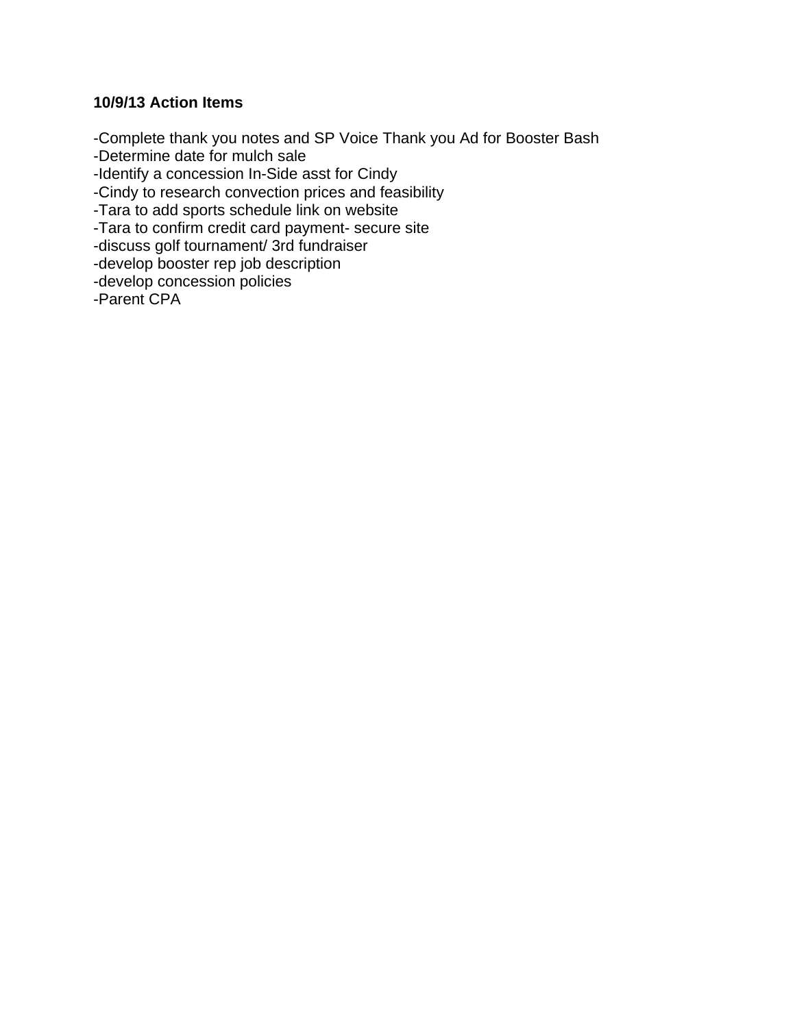**10/9/13 Action Items**

-Complete thank you notes and SP Voice Thank you Ad for Booster Bash
-Determine date for mulch sale
-Identify a concession In-Side asst for Cindy
-Cindy to research convection prices and feasibility
-Tara to add sports schedule link on website
-Tara to confirm credit card payment- secure site
-discuss golf tournament/ 3rd fundraiser
-develop booster rep job description
-develop concession policies
-Parent CPA